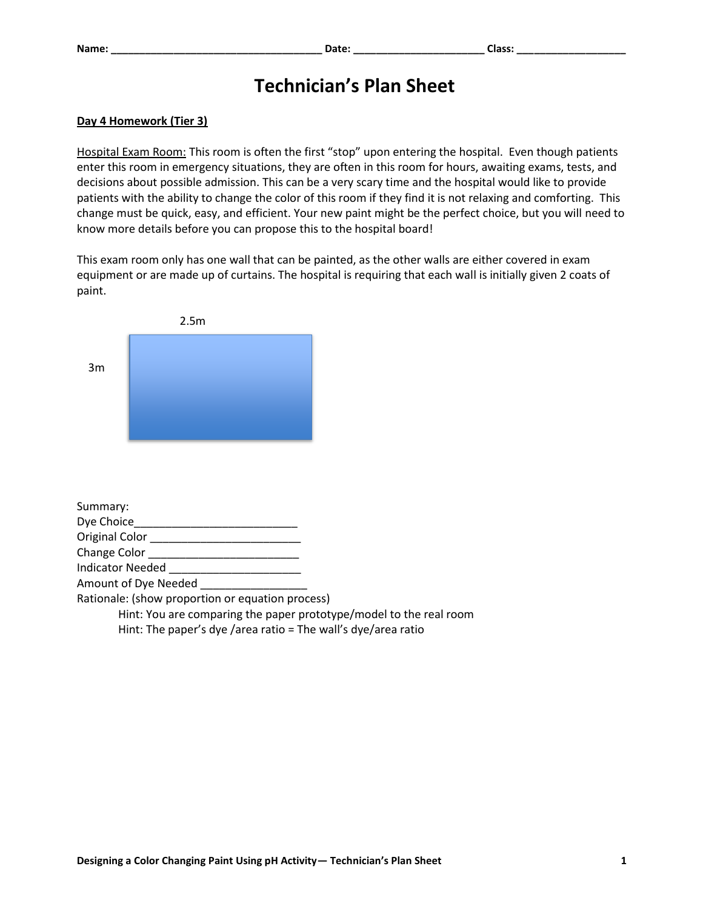Name: ___________________________________ Date: ______________________ Class: ___________________

# Technician's Plan Sheet

**Day 4 Homework (Tier 3)**

Hospital Exam Room: This room is often the first "stop" upon entering the hospital. Even though patients enter this room in emergency situations, they are often in this room for hours, awaiting exams, tests, and decisions about possible admission. This can be a very scary time and the hospital would like to provide patients with the ability to change the color of this room if they find it is not relaxing and comforting. This change must be quick, easy, and efficient. Your new paint might be the perfect choice, but you will need to know more details before you can propose this to the hospital board!

This exam room only has one wall that can be painted, as the other walls are either covered in exam equipment or are made up of curtains. The hospital is requiring that each wall is initially given 2 coats of paint.

2.5m

3m

Summary:
Dye Choice__________________________
Original Color ________________________
Change Color ________________________
Indicator Needed _____________________
Amount of Dye Needed _________________
Rationale: (show proportion or equation process)
Hint: You are comparing the paper prototype/model to the real room
Hint: The paper's dye /area ratio = The wall's dye/area ratio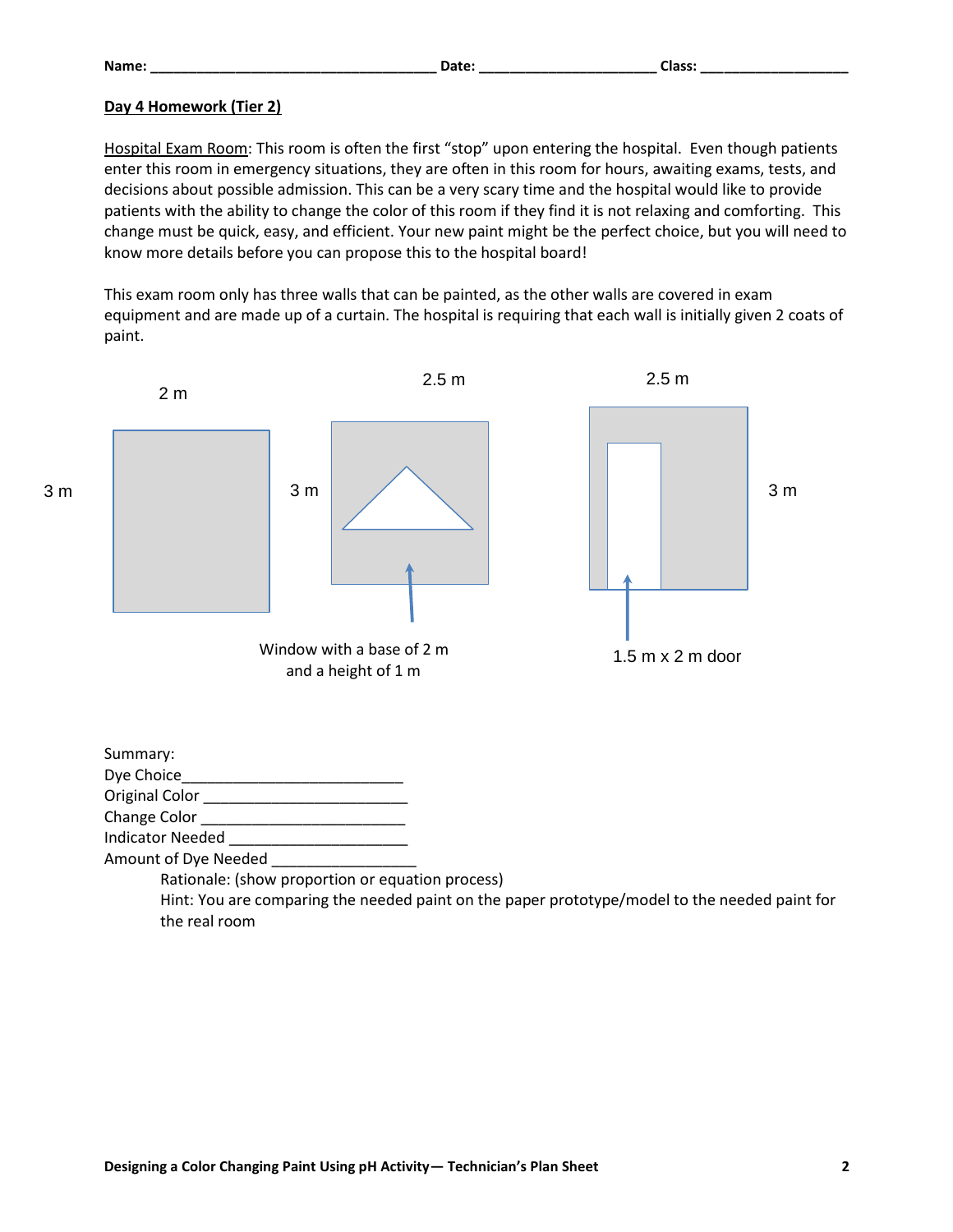Name: ___________________________________ Date: _____________________ Class: ___________________

**Day 4 Homework (Tier 2)**

Hospital Exam Room: This room is often the first "stop" upon entering the hospital. Even though patients enter this room in emergency situations, they are often in this room for hours, awaiting exams, tests, and decisions about possible admission. This can be a very scary time and the hospital would like to provide patients with the ability to change the color of this room if they find it is not relaxing and comforting. This change must be quick, easy, and efficient. Your new paint might be the perfect choice, but you will need to know more details before you can propose this to the hospital board!

This exam room only has three walls that can be painted, as the other walls are covered in exam equipment and are made up of a curtain. The hospital is requiring that each wall is initially given 2 coats of paint.

2 m

3 m

2.5 m

3 m

Window with a base of 2 m and a height of 1 m

2.5 m

3 m

1.5 m x 2 m door

Summary:

Dye Choice_________________________

Original Color ________________________

Change Color ________________________

Indicator Needed _____________________

Amount of Dye Needed ________________

Rationale: (show proportion or equation process)

Hint: You are comparing the needed paint on the paper prototype/model to the needed paint for the real room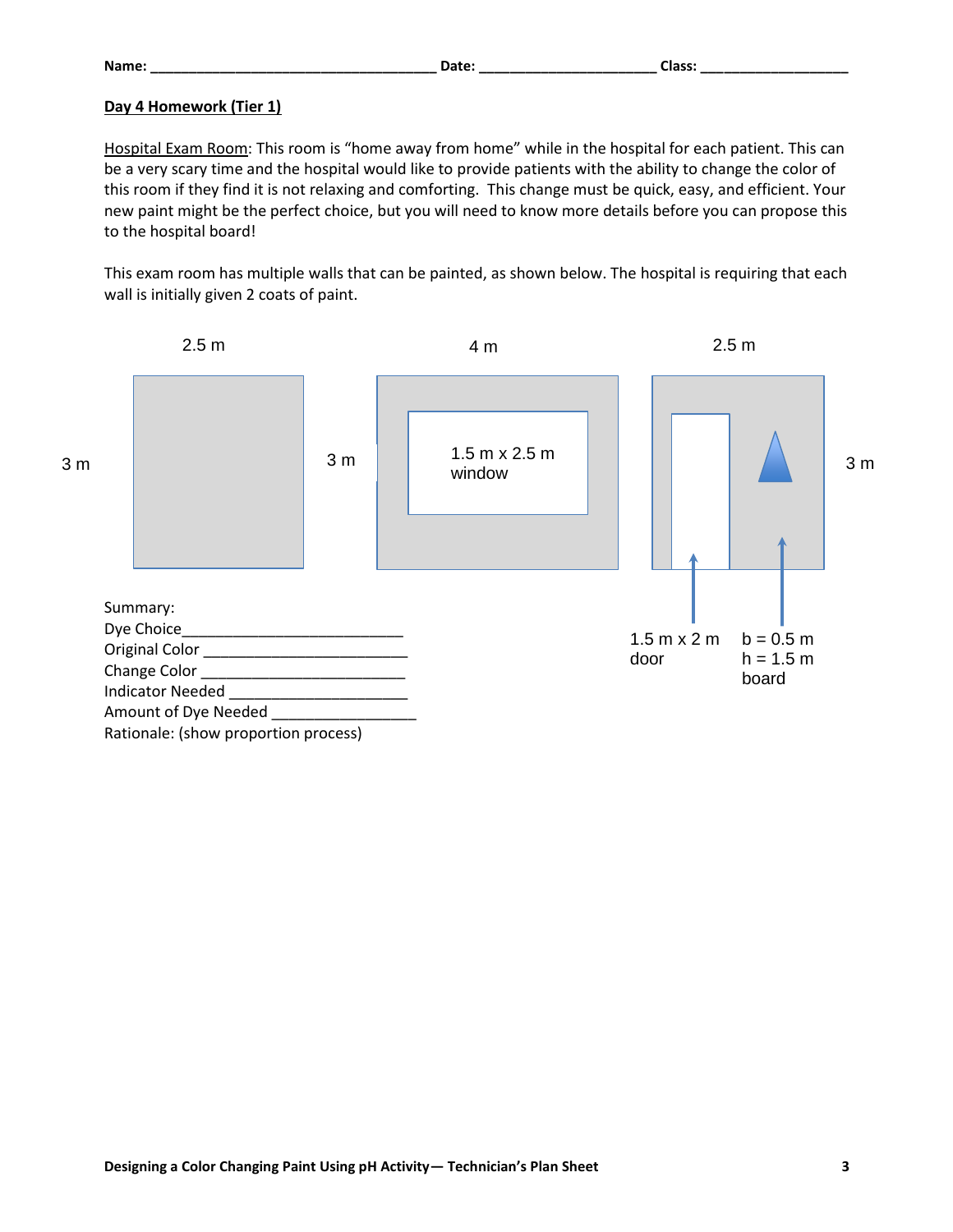Name: ____________________________________ Date: ______________________ Class: ___________________

**Day 4 Homework (Tier 1)**

Hospital Exam Room: This room is "home away from home" while in the hospital for each patient. This can be a very scary time and the hospital would like to provide patients with the ability to change the color of this room if they find it is not relaxing and comforting. This change must be quick, easy, and efficient. Your new paint might be the perfect choice, but you will need to know more details before you can propose this to the hospital board!

This exam room has multiple walls that can be painted, as shown below. The hospital is requiring that each wall is initially given 2 coats of paint.

2.5 m

3 m

4 m

3 m

1.5 m x 2.5 m
window

2.5 m

3 m

1.5 m x 2 m
door

b = 0.5 m
h = 1.5 m
board

Summary:
Dye Choice__________________________
Original Color ________________________
Change Color ________________________
Indicator Needed ______________________
Amount of Dye Needed _________________
Rationale: (show proportion process)